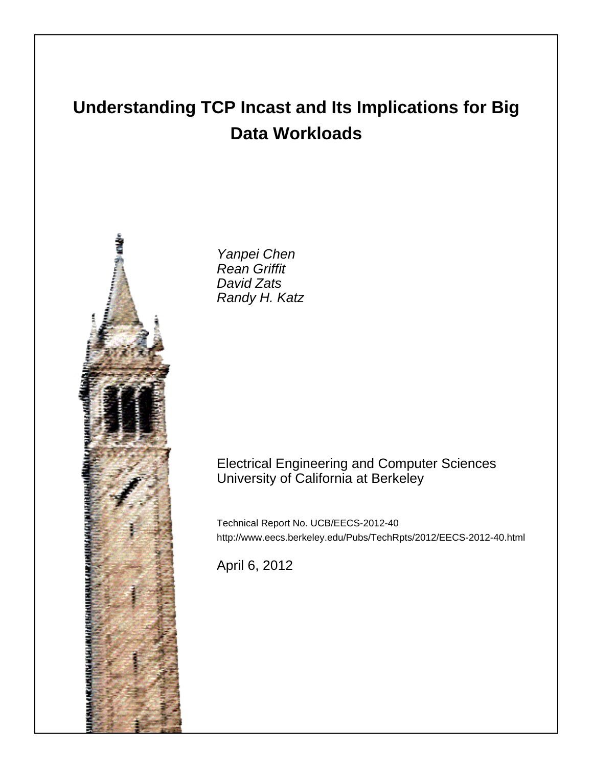# Understanding TCP Incast and Its Implications for Big Data Workloads

*Yanpei Chen*
*Rean Griffit*
*David Zats*
*Randy H. Katz*

Electrical Engineering and Computer Sciences
University of California at Berkeley

Technical Report No. UCB/EECS-2012-40
http://www.eecs.berkeley.edu/Pubs/TechRpts/2012/EECS-2012-40.html

April 6, 2012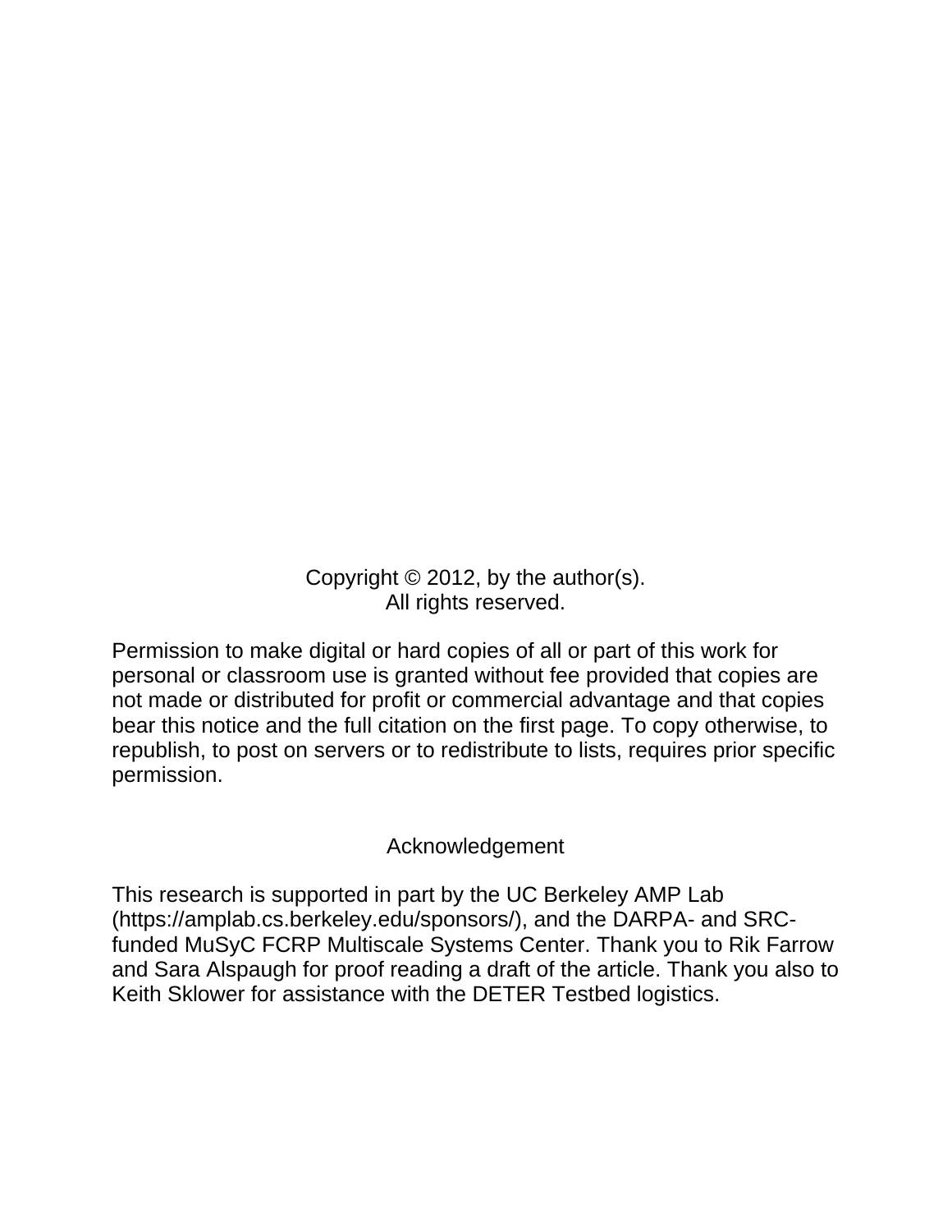Copyright © 2012, by the author(s).
All rights reserved.

Permission to make digital or hard copies of all or part of this work for personal or classroom use is granted without fee provided that copies are not made or distributed for profit or commercial advantage and that copies bear this notice and the full citation on the first page. To copy otherwise, to republish, to post on servers or to redistribute to lists, requires prior specific permission.

## Acknowledgement

This research is supported in part by the UC Berkeley AMP Lab (https://amplab.cs.berkeley.edu/sponsors/), and the DARPA- and SRC-funded MuSyC FCRP Multiscale Systems Center. Thank you to Rik Farrow and Sara Alspaugh for proof reading a draft of the article. Thank you also to Keith Sklower for assistance with the DETER Testbed logistics.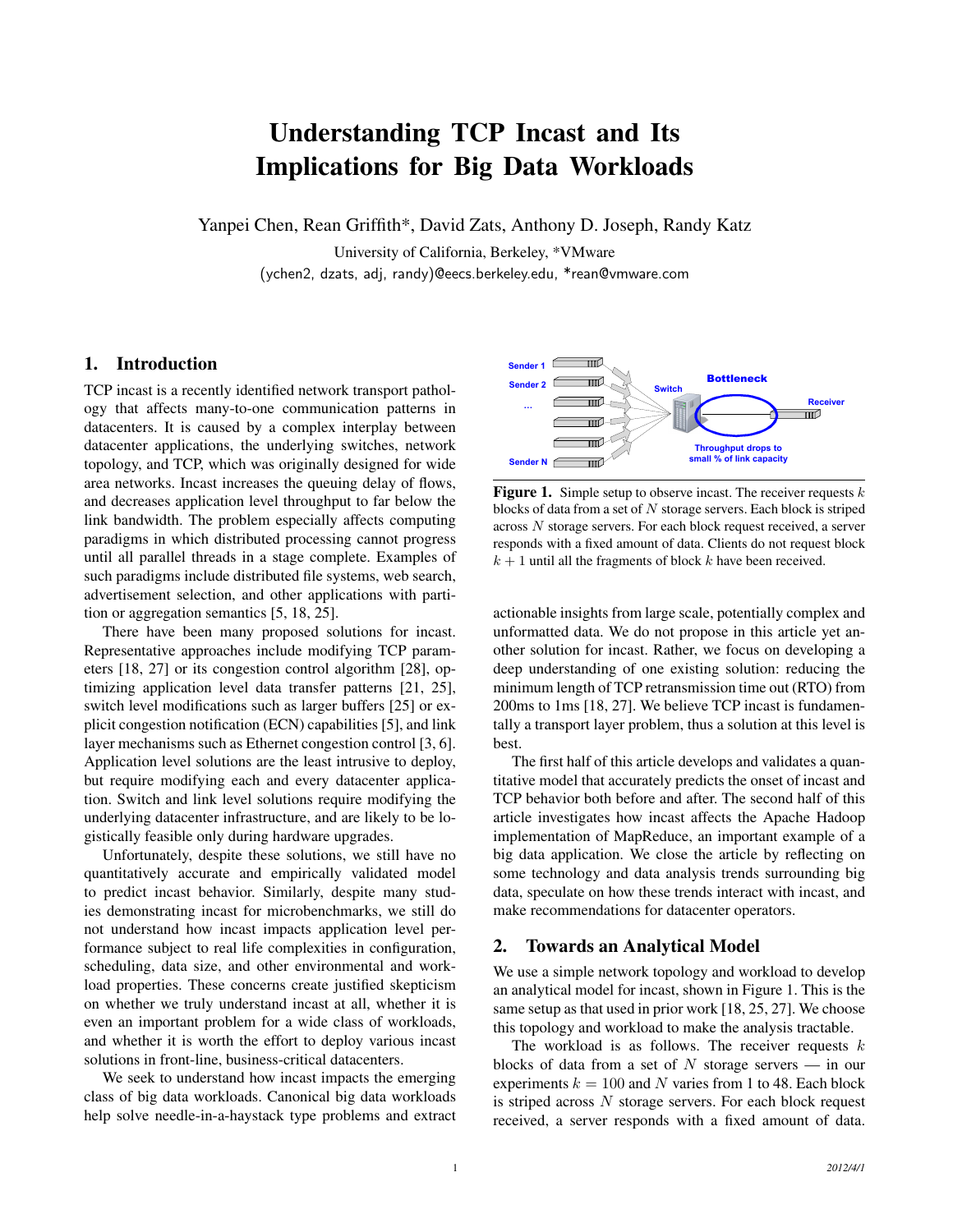# Understanding TCP Incast and Its Implications for Big Data Workloads

Yanpei Chen, Rean Griffith*, David Zats, Anthony D. Joseph, Randy Katz

University of California, Berkeley, *VMware

(ychen2, dzats, adj, randy)@eecs.berkeley.edu, *rean@vmware.com

## 1. Introduction

TCP incast is a recently identified network transport pathology that affects many-to-one communication patterns in datacenters. It is caused by a complex interplay between datacenter applications, the underlying switches, network topology, and TCP, which was originally designed for wide area networks. Incast increases the queuing delay of flows, and decreases application level throughput to far below the link bandwidth. The problem especially affects computing paradigms in which distributed processing cannot progress until all parallel threads in a stage complete. Examples of such paradigms include distributed file systems, web search, advertisement selection, and other applications with partition or aggregation semantics [5, 18, 25].

There have been many proposed solutions for incast. Representative approaches include modifying TCP parameters [18, 27] or its congestion control algorithm [28], optimizing application level data transfer patterns [21, 25], switch level modifications such as larger buffers [25] or explicit congestion notification (ECN) capabilities [5], and link layer mechanisms such as Ethernet congestion control [3, 6]. Application level solutions are the least intrusive to deploy, but require modifying each and every datacenter application. Switch and link level solutions require modifying the underlying datacenter infrastructure, and are likely to be logistically feasible only during hardware upgrades.

Unfortunately, despite these solutions, we still have no quantitatively accurate and empirically validated model to predict incast behavior. Similarly, despite many studies demonstrating incast for microbenchmarks, we still do not understand how incast impacts application level performance subject to real life complexities in configuration, scheduling, data size, and other environmental and workload properties. These concerns create justified skepticism on whether we truly understand incast at all, whether it is even an important problem for a wide class of workloads, and whether it is worth the effort to deploy various incast solutions in front-line, business-critical datacenters.

We seek to understand how incast impacts the emerging class of big data workloads. Canonical big data workloads help solve needle-in-a-haystack type problems and extract actionable insights from large scale, potentially complex and unformatted data. We do not propose in this article yet another solution for incast. Rather, we focus on developing a deep understanding of one existing solution: reducing the minimum length of TCP retransmission time out (RTO) from 200ms to 1ms [18, 27]. We believe TCP incast is fundamentally a transport layer problem, thus a solution at this level is best.

The first half of this article develops and validates a quantitative model that accurately predicts the onset of incast and TCP behavior both before and after. The second half of this article investigates how incast affects the Apache Hadoop implementation of MapReduce, an important example of a big data application. We close the article by reflecting on some technology and data analysis trends surrounding big data, speculate on how these trends interact with incast, and make recommendations for datacenter operators.

**Figure 1.** Simple setup to observe incast. The receiver requests $k$ blocks of data from a set of $N$ storage servers. Each block is striped across $N$ storage servers. For each block request received, a server responds with a fixed amount of data. Clients do not request block $k + 1$ until all the fragments of block $k$ have been received.

## 2. Towards an Analytical Model

We use a simple network topology and workload to develop an analytical model for incast, shown in Figure 1. This is the same setup as that used in prior work [18, 25, 27]. We choose this topology and workload to make the analysis tractable.

The workload is as follows. The receiver requests $k$ blocks of data from a set of $N$ storage servers — in our experiments $k = 100$ and $N$ varies from 1 to 48. Each block is striped across $N$ storage servers. For each block request received, a server responds with a fixed amount of data.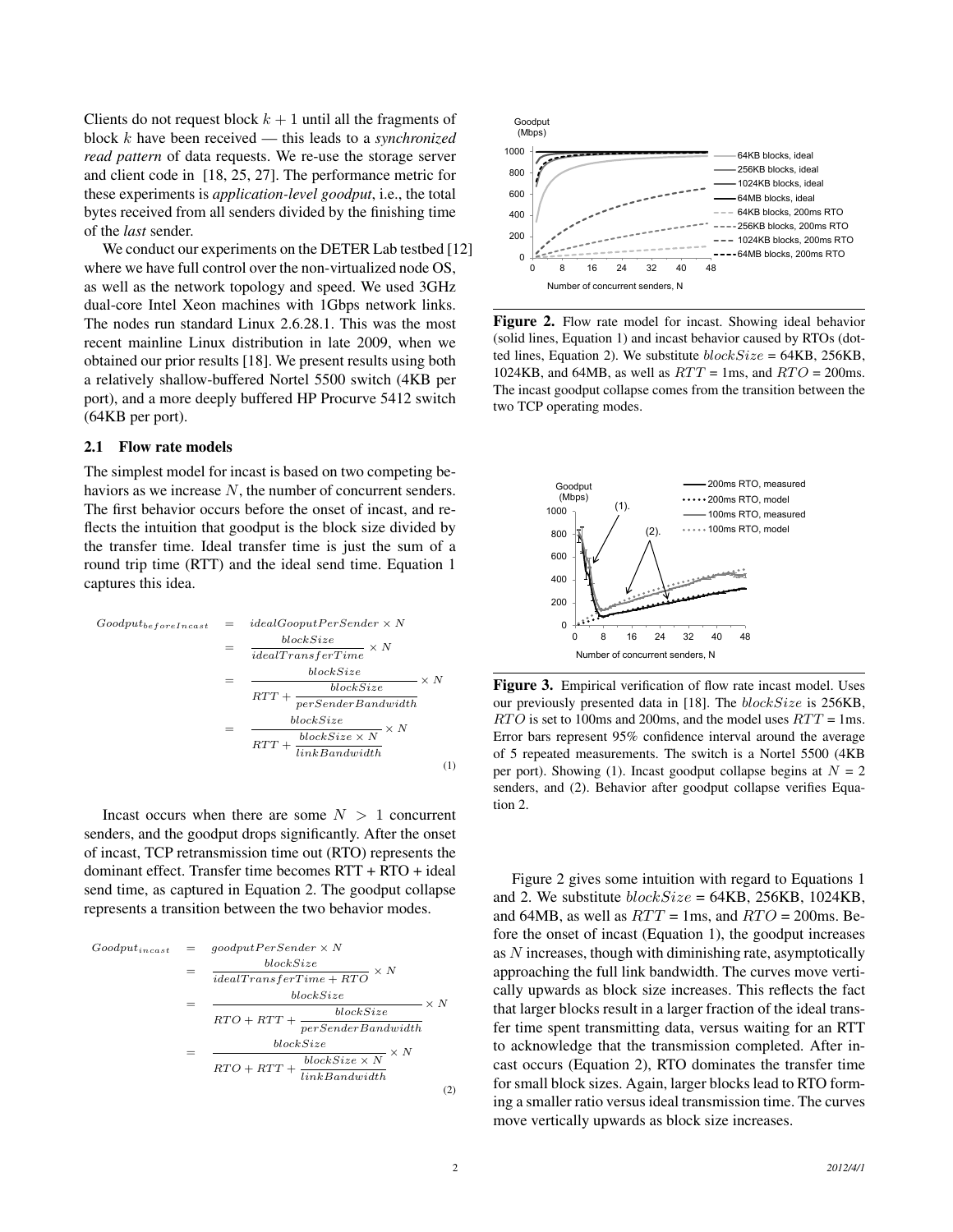Clients do not request block $k + 1$ until all the fragments of block $k$ have been received — this leads to a *synchronized read pattern* of data requests. We re-use the storage server and client code in [18, 25, 27]. The performance metric for these experiments is *application-level goodput*, i.e., the total bytes received from all senders divided by the finishing time of the *last* sender.

We conduct our experiments on the DETER Lab testbed [12] where we have full control over the non-virtualized node OS, as well as the network topology and speed. We used 3GHz dual-core Intel Xeon machines with 1Gbps network links. The nodes run standard Linux 2.6.28.1. This was the most recent mainline Linux distribution in late 2009, when we obtained our prior results [18]. We present results using both a relatively shallow-buffered Nortel 5500 switch (4KB per port), and a more deeply buffered HP Procurve 5412 switch (64KB per port).

### 2.1 Flow rate models

The simplest model for incast is based on two competing behaviors as we increase $N$, the number of concurrent senders. The first behavior occurs before the onset of incast, and reflects the intuition that goodput is the block size divided by the transfer time. Ideal transfer time is just the sum of a round trip time (RTT) and the ideal send time. Equation 1 captures this idea.

$$
\begin{aligned}
Goodput_{beforeIncast} &= idealGooputPerSender \times N \\
&= \frac{blockSize}{idealTransferTime} \times N \\
&= \frac{blockSize}{RTT + \frac{blockSize}{perSenderBandwidth}} \times N \\
&= \frac{blockSize}{RTT + \frac{blockSize \times N}{linkBandwidth}} \times N
\end{aligned} \tag{1}
$$

Incast occurs when there are some $N > 1$ concurrent senders, and the goodput drops significantly. After the onset of incast, TCP retransmission time out (RTO) represents the dominant effect. Transfer time becomes RTT + RTO + ideal send time, as captured in Equation 2. The goodput collapse represents a transition between the two behavior modes.

$$
\begin{aligned}
Goodput_{incast} &= goodputPerSender \times N \\
&= \frac{blockSize}{idealTransferTime + RTO} \times N \\
&= \frac{blockSize}{RTO + RTT + \frac{blockSize}{perSenderBandwidth}} \times N \\
&= \frac{blockSize}{RTO + RTT + \frac{blockSize \times N}{linkBandwidth}} \times N
\end{aligned} \tag{2}
$$

**Figure 2.** Flow rate model for incast. Showing ideal behavior (solid lines, Equation 1) and incast behavior caused by RTOs (dotted lines, Equation 2). We substitute $blockSize$ = 64KB, 256KB, 1024KB, and 64MB, as well as $RTT$ = 1ms, and $RTO$ = 200ms. The incast goodput collapse comes from the transition between the two TCP operating modes.

**Figure 3.** Empirical verification of flow rate incast model. Uses our previously presented data in [18]. The $blockSize$ is 256KB, $RTO$ is set to 100ms and 200ms, and the model uses $RTT$ = 1ms. Error bars represent 95% confidence interval around the average of 5 repeated measurements. The switch is a Nortel 5500 (4KB per port). Showing (1). Incast goodput collapse begins at $N$ = 2 senders, and (2). Behavior after goodput collapse verifies Equation 2.

Figure 2 gives some intuition with regard to Equations 1 and 2. We substitute $blockSize$ = 64KB, 256KB, 1024KB, and 64MB, as well as $RTT$ = 1ms, and $RTO$ = 200ms. Before the onset of incast (Equation 1), the goodput increases as $N$ increases, though with diminishing rate, asymptotically approaching the full link bandwidth. The curves move vertically upwards as block size increases. This reflects the fact that larger blocks result in a larger fraction of the ideal transfer time spent transmitting data, versus waiting for an RTT to acknowledge that the transmission completed. After incast occurs (Equation 2), RTO dominates the transfer time for small block sizes. Again, larger blocks lead to RTO forming a smaller ratio versus ideal transmission time. The curves move vertically upwards as block size increases.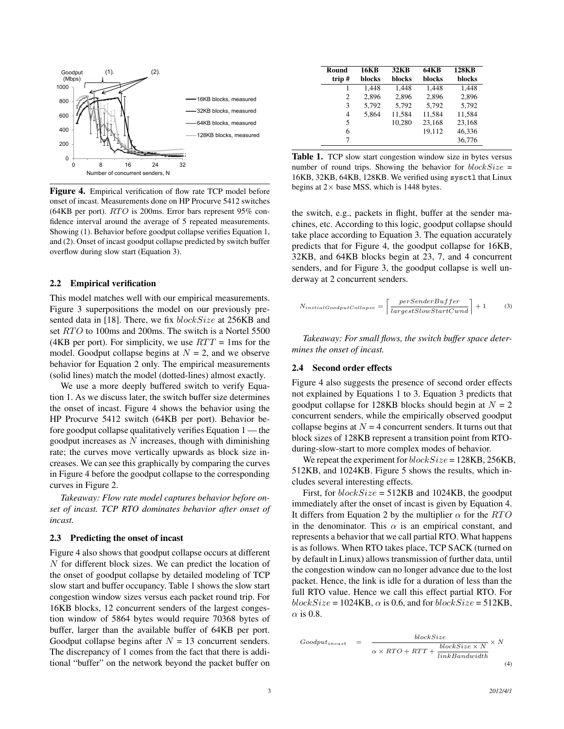**Figure 4.** Empirical verification of flow rate TCP model before onset of incast. Measurements done on HP Procurve 5412 switches (64KB per port). $RTO$ is 200ms. Error bars represent 95% confidence interval around the average of 5 repeated measurements. Showing (1). Behavior before goodput collapse verifies Equation 1, and (2). Onset of incast goodput collapse predicted by switch buffer overflow during slow start (Equation 3).

### 2.2 Empirical verification

This model matches well with our empirical measurements. Figure 3 superpositions the model on our previously presented data in [18]. There, we fix $blockSize$ at 256KB and set $RTO$ to 100ms and 200ms. The switch is a Nortel 5500 (4KB per port). For simplicity, we use $RTT$ = 1ms for the model. Goodput collapse begins at $N$ = 2, and we observe behavior for Equation 2 only. The empirical measurements (solid lines) match the model (dotted-lines) almost exactly.

We use a more deeply buffered switch to verify Equation 1. As we discuss later, the switch buffer size determines the onset of incast. Figure 4 shows the behavior using the HP Procurve 5412 switch (64KB per port). Behavior before goodput collapse qualitatively verifies Equation 1 — the goodput increases as $N$ increases, though with diminishing rate; the curves move vertically upwards as block size increases. We can see this graphically by comparing the curves in Figure 4 before the goodput collapse to the corresponding curves in Figure 2.

*Takeaway: Flow rate model captures behavior before onset of incast. TCP RTO dominates behavior after onset of incast.*

### 2.3 Predicting the onset of incast

Figure 4 also shows that goodput collapse occurs at different $N$ for different block sizes. We can predict the location of the onset of goodput collapse by detailed modeling of TCP slow start and buffer occupancy. Table 1 shows the slow start congestion window sizes versus each packet round trip. For 16KB blocks, 12 concurrent senders of the largest congestion window of 5864 bytes would require 70368 bytes of buffer, larger than the available buffer of 64KB per port. Goodput collapse begins after $N$ = 13 concurrent senders. The discrepancy of 1 comes from the fact that there is additional "buffer" on the network beyond the packet buffer on

| Round trip # | 16KB blocks | 32KB blocks | 64KB blocks | 128KB blocks |
|---|---|---|---|---|
| 1 | 1,448 | 1,448 | 1,448 | 1,448 |
| 2 | 2,896 | 2,896 | 2,896 | 2,896 |
| 3 | 5,792 | 5,792 | 5,792 | 5,792 |
| 4 | 5,864 | 11,584 | 11,584 | 11,584 |
| 5 | | 10,280 | 23,168 | 23,168 |
| 6 | | | 19,112 | 46,336 |
| 7 | | | | 36,776 |

**Table 1.** TCP slow start congestion window size in bytes versus number of round trips. Showing the behavior for $blockSize$ = 16KB, 32KB, 64KB, 128KB. We verified using `sysctl` that Linux begins at 2× base MSS, which is 1448 bytes.

the switch, e.g., packets in flight, buffer at the sender machines, etc. According to this logic, goodput collapse should take place according to Equation 3. The equation accurately predicts that for Figure 4, the goodput collapse for 16KB, 32KB, and 64KB blocks begin at 23, 7, and 4 concurrent senders, and for Figure 3, the goodput collapse is well underway at 2 concurrent senders.

$$N_{initialGoodputCollapse} = \left\lceil \frac{perSenderBuffer}{largestSlowStartCwnd} \right\rceil + 1 \qquad (3)$$

*Takeaway: For small flows, the switch buffer space determines the onset of incast.*

### 2.4 Second order effects

Figure 4 also suggests the presence of second order effects not explained by Equations 1 to 3. Equation 3 predicts that goodput collapse for 128KB blocks should begin at $N$ = 2 concurrent senders, while the empirically observed goodput collapse begins at $N$ = 4 concurrent senders. It turns out that block sizes of 128KB represent a transition point from RTO-during-slow-start to more complex modes of behavior.

We repeat the experiment for $blockSize$ = 128KB, 256KB, 512KB, and 1024KB. Figure 5 shows the results, which includes several interesting effects.

First, for $blockSize$ = 512KB and 1024KB, the goodput immediately after the onset of incast is given by Equation 4. It differs from Equation 2 by the multiplier $\alpha$ for the $RTO$ in the denominator. This $\alpha$ is an empirical constant, and represents a behavior that we call partial RTO. What happens is as follows. When RTO takes place, TCP SACK (turned on by default in Linux) allows transmission of further data, until the congestion window can no longer advance due to the lost packet. Hence, the link is idle for a duration of less than the full RTO value. Hence we call this effect partial RTO. For $blockSize$ = 1024KB, $\alpha$ is 0.6, and for $blockSize$ = 512KB, $\alpha$ is 0.8.

$$Goodput_{incast} = \frac{blockSize}{\alpha \times RTO + RTT + \dfrac{blockSize \times N}{linkBandwidth}} \times N \qquad (4)$$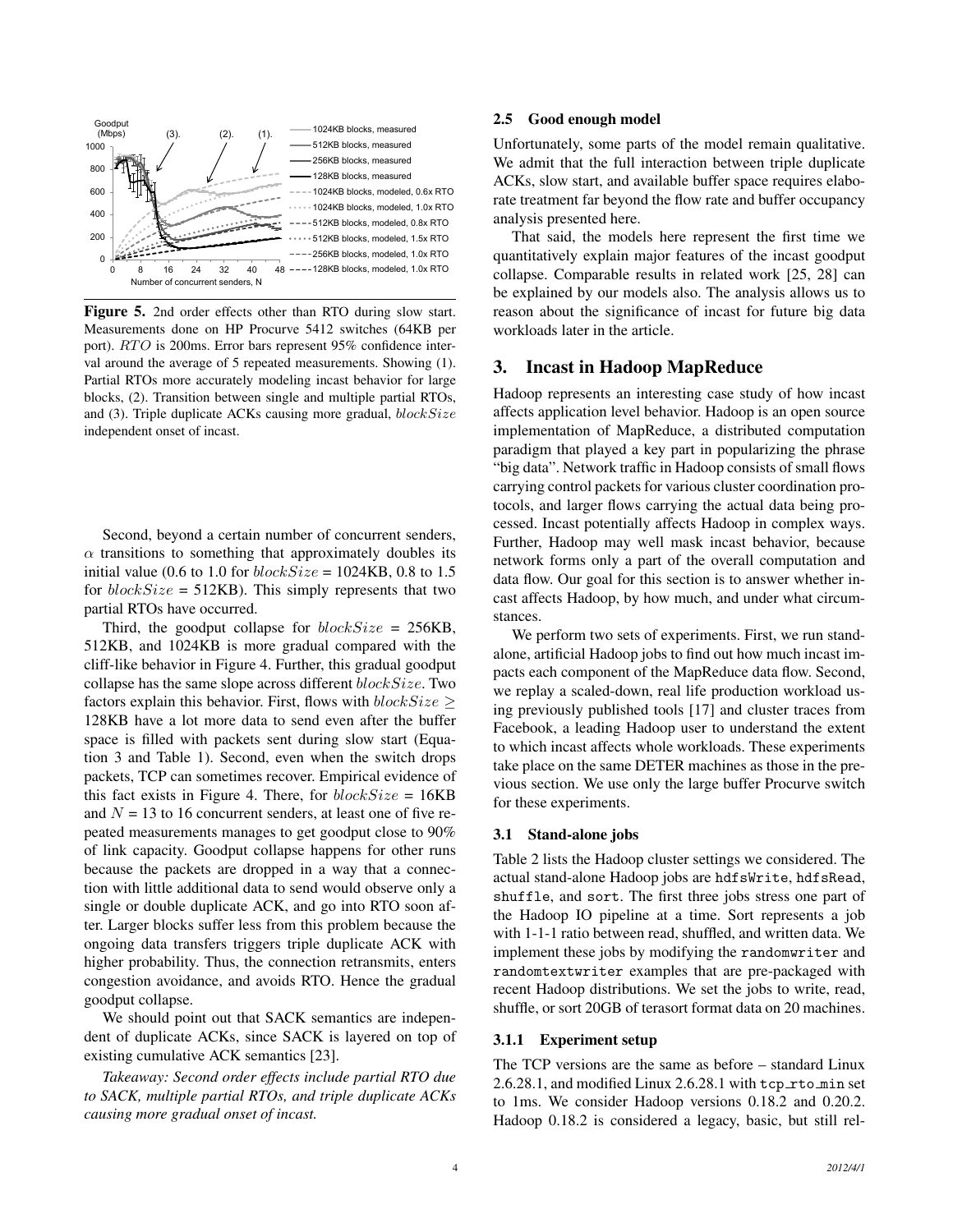Figure 5. 2nd order effects other than RTO during slow start. Measurements done on HP Procurve 5412 switches (64KB per port). $RTO$ is 200ms. Error bars represent 95% confidence interval around the average of 5 repeated measurements. Showing (1). Partial RTOs more accurately modeling incast behavior for large blocks, (2). Transition between single and multiple partial RTOs, and (3). Triple duplicate ACKs causing more gradual, $blockSize$ independent onset of incast.

Second, beyond a certain number of concurrent senders, $\alpha$ transitions to something that approximately doubles its initial value (0.6 to 1.0 for $blockSize$ = 1024KB, 0.8 to 1.5 for $blockSize$ = 512KB). This simply represents that two partial RTOs have occurred.

Third, the goodput collapse for $blockSize$ = 256KB, 512KB, and 1024KB is more gradual compared with the cliff-like behavior in Figure 4. Further, this gradual goodput collapse has the same slope across different $blockSize$. Two factors explain this behavior. First, flows with $blockSize \geq$ 128KB have a lot more data to send even after the buffer space is filled with packets sent during slow start (Equation 3 and Table 1). Second, even when the switch drops packets, TCP can sometimes recover. Empirical evidence of this fact exists in Figure 4. There, for $blockSize$ = 16KB and $N$ = 13 to 16 concurrent senders, at least one of five repeated measurements manages to get goodput close to 90% of link capacity. Goodput collapse happens for other runs because the packets are dropped in a way that a connection with little additional data to send would observe only a single or double duplicate ACK, and go into RTO soon after. Larger blocks suffer less from this problem because the ongoing data transfers triggers triple duplicate ACK with higher probability. Thus, the connection retransmits, enters congestion avoidance, and avoids RTO. Hence the gradual goodput collapse.

We should point out that SACK semantics are independent of duplicate ACKs, since SACK is layered on top of existing cumulative ACK semantics [23].

*Takeaway: Second order effects include partial RTO due to SACK, multiple partial RTOs, and triple duplicate ACKs causing more gradual onset of incast.*

### 2.5 Good enough model

Unfortunately, some parts of the model remain qualitative. We admit that the full interaction between triple duplicate ACKs, slow start, and available buffer space requires elaborate treatment far beyond the flow rate and buffer occupancy analysis presented here.

That said, the models here represent the first time we quantitatively explain major features of the incast goodput collapse. Comparable results in related work [25, 28] can be explained by our models also. The analysis allows us to reason about the significance of incast for future big data workloads later in the article.

## 3. Incast in Hadoop MapReduce

Hadoop represents an interesting case study of how incast affects application level behavior. Hadoop is an open source implementation of MapReduce, a distributed computation paradigm that played a key part in popularizing the phrase "big data". Network traffic in Hadoop consists of small flows carrying control packets for various cluster coordination protocols, and larger flows carrying the actual data being processed. Incast potentially affects Hadoop in complex ways. Further, Hadoop may well mask incast behavior, because network forms only a part of the overall computation and data flow. Our goal for this section is to answer whether incast affects Hadoop, by how much, and under what circumstances.

We perform two sets of experiments. First, we run stand-alone, artificial Hadoop jobs to find out how much incast impacts each component of the MapReduce data flow. Second, we replay a scaled-down, real life production workload using previously published tools [17] and cluster traces from Facebook, a leading Hadoop user to understand the extent to which incast affects whole workloads. These experiments take place on the same DETER machines as those in the previous section. We use only the large buffer Procurve switch for these experiments.

### 3.1 Stand-alone jobs

Table 2 lists the Hadoop cluster settings we considered. The actual stand-alone Hadoop jobs are `hdfsWrite`, `hdfsRead`, `shuffle`, and `sort`. The first three jobs stress one part of the Hadoop IO pipeline at a time. Sort represents a job with 1-1-1 ratio between read, shuffled, and written data. We implement these jobs by modifying the `randomwriter` and `randomtextwriter` examples that are pre-packaged with recent Hadoop distributions. We set the jobs to write, read, shuffle, or sort 20GB of terasort format data on 20 machines.

#### 3.1.1 Experiment setup

The TCP versions are the same as before – standard Linux 2.6.28.1, and modified Linux 2.6.28.1 with `tcp_rto_min` set to 1ms. We consider Hadoop versions 0.18.2 and 0.20.2. Hadoop 0.18.2 is considered a legacy, basic, but still rel-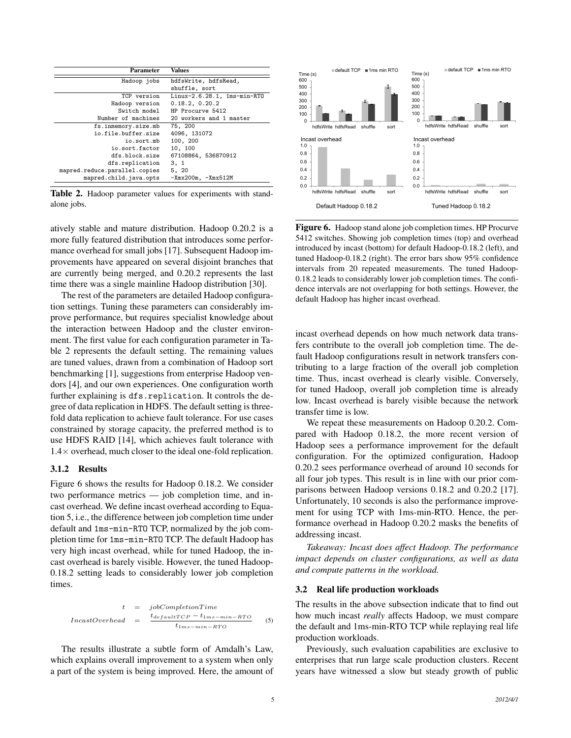| Parameter | Values |
|---|---|
| Hadoop jobs | hdfsWrite, hdfsRead, shuffle, sort |
| TCP version | Linux-2.6.28.1, 1ms-min-RTO |
| Hadoop version | 0.18.2, 0.20.2 |
| Switch model | HP Procurve 5412 |
| Number of machines | 20 workers and 1 master |
| fs.inmemory.size.mb | 75, 200 |
| io.file.buffer.size | 4096, 131072 |
| io.sort.mb | 100, 200 |
| io.sort.factor | 10, 100 |
| dfs.block.size | 67108864, 536870912 |
| dfs.replication | 3, 1 |
| mapred.reduce.parallel.copies | 5, 20 |
| mapred.child.java.opts | -Xmx200m, -Xmx512M |

**Table 2.** Hadoop parameter values for experiments with stand-alone jobs.

atively stable and mature distribution. Hadoop 0.20.2 is a more fully featured distribution that introduces some performance overhead for small jobs [17]. Subsequent Hadoop improvements have appeared on several disjoint branches that are currently being merged, and 0.20.2 represents the last time there was a single mainline Hadoop distribution [30].

The rest of the parameters are detailed Hadoop configuration settings. Tuning these parameters can considerably improve performance, but requires specialist knowledge about the interaction between Hadoop and the cluster environment. The first value for each configuration parameter in Table 2 represents the default setting. The remaining values are tuned values, drawn from a combination of Hadoop sort benchmarking [1], suggestions from enterprise Hadoop vendors [4], and our own experiences. One configuration worth further explaining is `dfs.replication`. It controls the degree of data replication in HDFS. The default setting is three-fold data replication to achieve fault tolerance. For use cases constrained by storage capacity, the preferred method is to use HDFS RAID [14], which achieves fault tolerance with $1.4\times$ overhead, much closer to the ideal one-fold replication.

### 3.1.2 Results

Figure 6 shows the results for Hadoop 0.18.2. We consider two performance metrics — job completion time, and incast overhead. We define incast overhead according to Equation 5, i.e., the difference between job completion time under default and `1ms-min-RTO` TCP, normalized by the job completion time for `1ms-min-RTO` TCP. The default Hadoop has very high incast overhead, while for tuned Hadoop, the incast overhead is barely visible. However, the tuned Hadoop-0.18.2 setting leads to considerably lower job completion times.

$$
\begin{aligned}
t &= jobCompletionTime \\
IncastOverhead &= \frac{t_{defaultTCP} - t_{1ms-min-RTO}}{t_{1ms-min-RTO}}
\end{aligned} \quad (5)
$$

The results illustrate a subtle form of Amdalh's Law, which explains overall improvement to a system when only a part of the system is being improved. Here, the amount of incast overhead depends on how much network data transfers contribute to the overall job completion time. The default Hadoop configurations result in network transfers contributing to a large fraction of the overall job completion time. Thus, incast overhead is clearly visible. Conversely, for tuned Hadoop, overall job completion time is already low. Incast overhead is barely visible because the network transfer time is low.

**Figure 6.** Hadoop stand alone job completion times. HP Procurve 5412 switches. Showing job completion times (top) and overhead introduced by incast (bottom) for default Hadoop-0.18.2 (left), and tuned Hadoop-0.18.2 (right). The error bars show 95% confidence intervals from 20 repeated measurements. The tuned Hadoop-0.18.2 leads to considerably lower job completion times. The confidence intervals are not overlapping for both settings. However, the default Hadoop has higher incast overhead.

We repeat these measurements on Hadoop 0.20.2. Compared with Hadoop 0.18.2, the more recent version of Hadoop sees a performance improvement for the default configuration. For the optimized configuration, Hadoop 0.20.2 sees performance overhead of around 10 seconds for all four job types. This result is in line with our prior comparisons between Hadoop versions 0.18.2 and 0.20.2 [17]. Unfortunately, 10 seconds is also the performance improvement for using TCP with 1ms-min-RTO. Hence, the performance overhead in Hadoop 0.20.2 masks the benefits of addressing incast.

*Takeaway: Incast does affect Hadoop. The performance impact depends on cluster configurations, as well as data and compute patterns in the workload.*

## 3.2 Real life production workloads

The results in the above subsection indicate that to find out how much incast *really* affects Hadoop, we must compare the default and 1ms-min-RTO TCP while replaying real life production workloads.

Previously, such evaluation capabilities are exclusive to enterprises that run large scale production clusters. Recent years have witnessed a slow but steady growth of public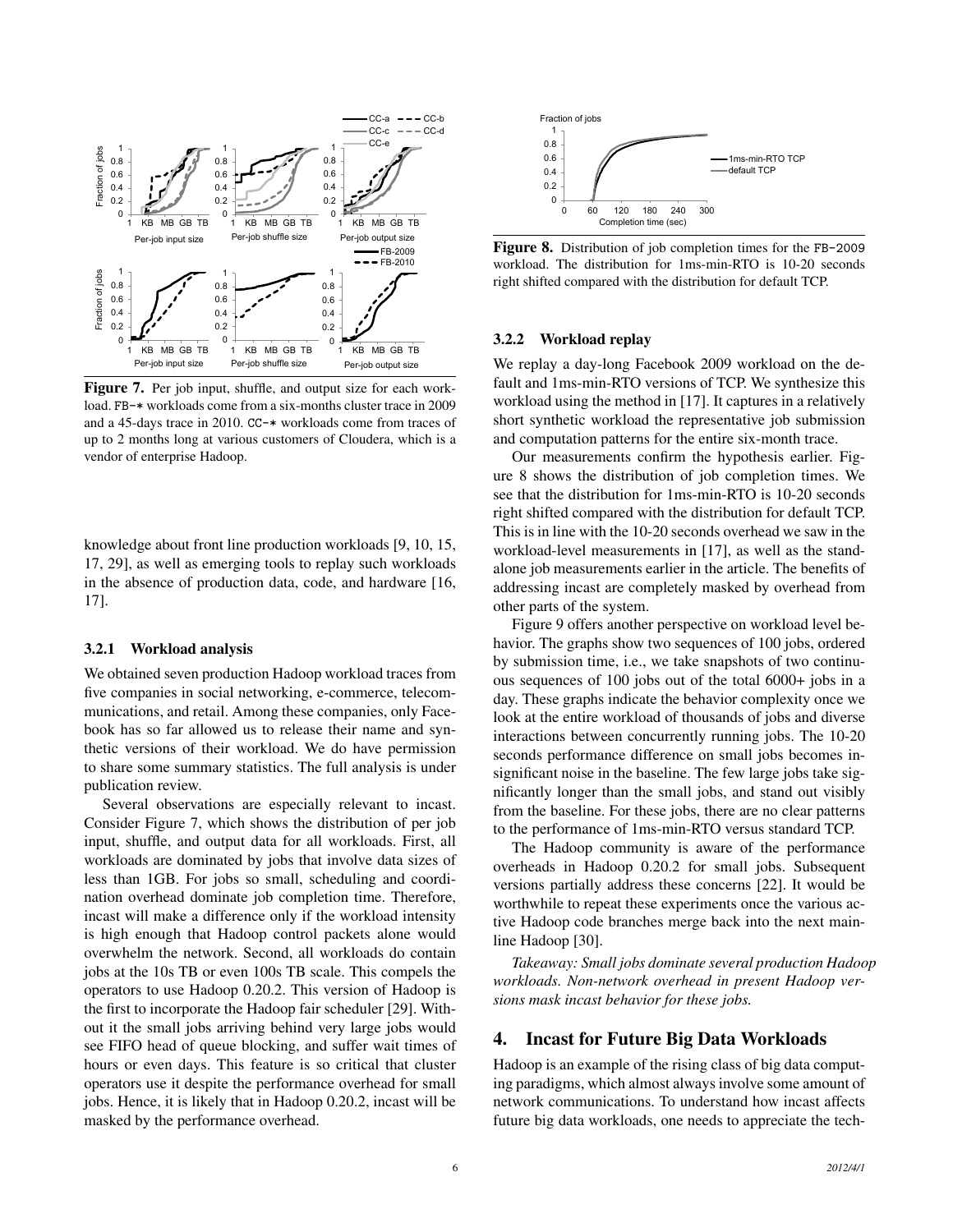Figure 7. Per job input, shuffle, and output size for each workload. FB-* workloads come from a six-months cluster trace in 2009 and a 45-days trace in 2010. CC-* workloads come from traces of up to 2 months long at various customers of Cloudera, which is a vendor of enterprise Hadoop.

knowledge about front line production workloads [9, 10, 15, 17, 29], as well as emerging tools to replay such workloads in the absence of production data, code, and hardware [16, 17].

### 3.2.1 Workload analysis

We obtained seven production Hadoop workload traces from five companies in social networking, e-commerce, telecommunications, and retail. Among these companies, only Facebook has so far allowed us to release their name and synthetic versions of their workload. We do have permission to share some summary statistics. The full analysis is under publication review.

Several observations are especially relevant to incast. Consider Figure 7, which shows the distribution of per job input, shuffle, and output data for all workloads. First, all workloads are dominated by jobs that involve data sizes of less than 1GB. For jobs so small, scheduling and coordination overhead dominate job completion time. Therefore, incast will make a difference only if the workload intensity is high enough that Hadoop control packets alone would overwhelm the network. Second, all workloads do contain jobs at the 10s TB or even 100s TB scale. This compels the operators to use Hadoop 0.20.2. This version of Hadoop is the first to incorporate the Hadoop fair scheduler [29]. Without it the small jobs arriving behind very large jobs would see FIFO head of queue blocking, and suffer wait times of hours or even days. This feature is so critical that cluster operators use it despite the performance overhead for small jobs. Hence, it is likely that in Hadoop 0.20.2, incast will be masked by the performance overhead.

Figure 8. Distribution of job completion times for the FB-2009 workload. The distribution for 1ms-min-RTO is 10-20 seconds right shifted compared with the distribution for default TCP.

### 3.2.2 Workload replay

We replay a day-long Facebook 2009 workload on the default and 1ms-min-RTO versions of TCP. We synthesize this workload using the method in [17]. It captures in a relatively short synthetic workload the representative job submission and computation patterns for the entire six-month trace.

Our measurements confirm the hypothesis earlier. Figure 8 shows the distribution of job completion times. We see that the distribution for 1ms-min-RTO is 10-20 seconds right shifted compared with the distribution for default TCP. This is in line with the 10-20 seconds overhead we saw in the workload-level measurements in [17], as well as the standalone job measurements earlier in the article. The benefits of addressing incast are completely masked by overhead from other parts of the system.

Figure 9 offers another perspective on workload level behavior. The graphs show two sequences of 100 jobs, ordered by submission time, i.e., we take snapshots of two continuous sequences of 100 jobs out of the total 6000+ jobs in a day. These graphs indicate the behavior complexity once we look at the entire workload of thousands of jobs and diverse interactions between concurrently running jobs. The 10-20 seconds performance difference on small jobs becomes insignificant noise in the baseline. The few large jobs take significantly longer than the small jobs, and stand out visibly from the baseline. For these jobs, there are no clear patterns to the performance of 1ms-min-RTO versus standard TCP.

The Hadoop community is aware of the performance overheads in Hadoop 0.20.2 for small jobs. Subsequent versions partially address these concerns [22]. It would be worthwhile to repeat these experiments once the various active Hadoop code branches merge back into the next mainline Hadoop [30].

*Takeaway: Small jobs dominate several production Hadoop workloads. Non-network overhead in present Hadoop versions mask incast behavior for these jobs.*

## 4. Incast for Future Big Data Workloads

Hadoop is an example of the rising class of big data computing paradigms, which almost always involve some amount of network communications. To understand how incast affects future big data workloads, one needs to appreciate the tech-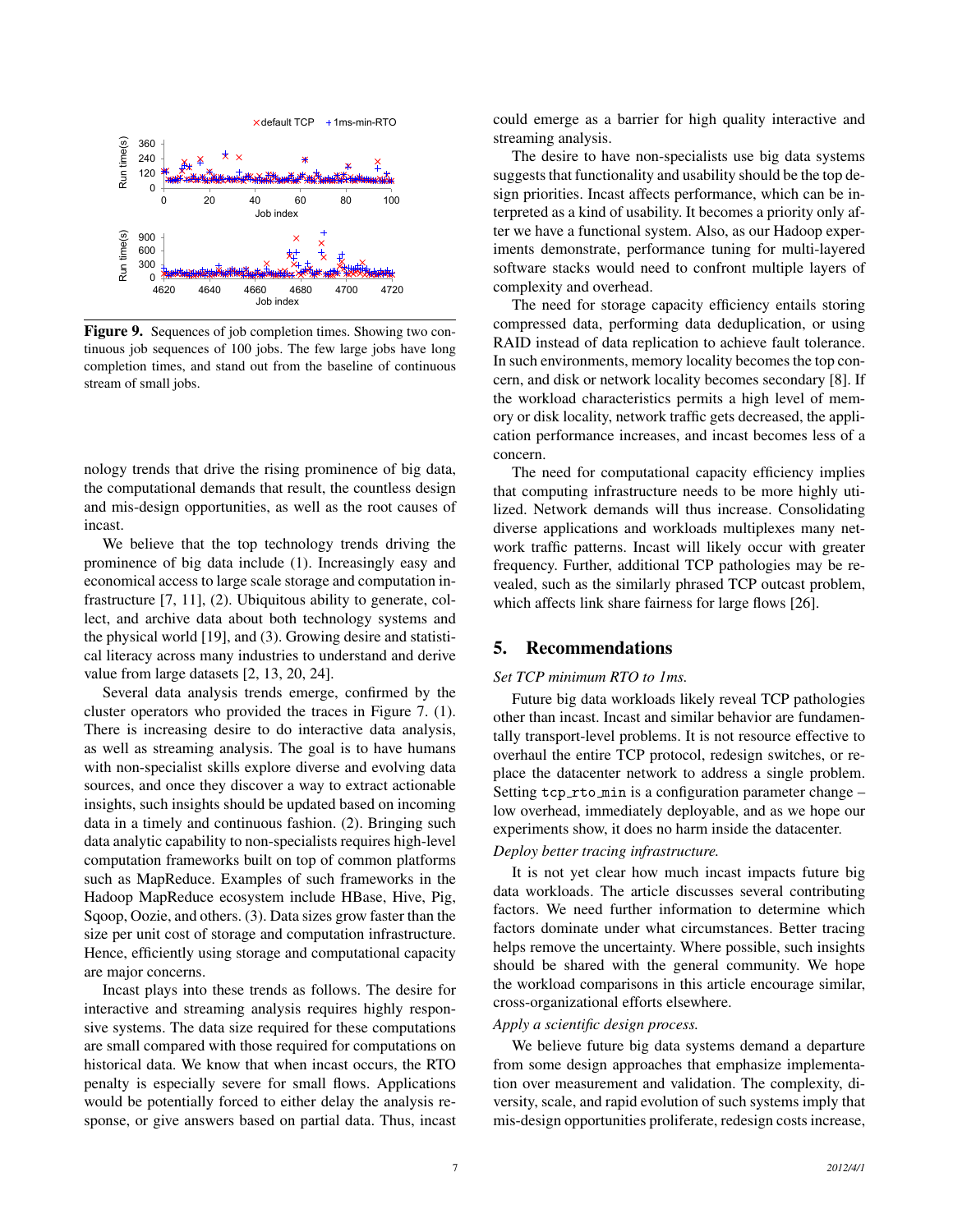**Figure 9.** Sequences of job completion times. Showing two continuous job sequences of 100 jobs. The few large jobs have long completion times, and stand out from the baseline of continuous stream of small jobs.

nology trends that drive the rising prominence of big data, the computational demands that result, the countless design and mis-design opportunities, as well as the root causes of incast.

We believe that the top technology trends driving the prominence of big data include (1). Increasingly easy and economical access to large scale storage and computation infrastructure [7, 11], (2). Ubiquitous ability to generate, collect, and archive data about both technology systems and the physical world [19], and (3). Growing desire and statistical literacy across many industries to understand and derive value from large datasets [2, 13, 20, 24].

Several data analysis trends emerge, confirmed by the cluster operators who provided the traces in Figure 7. (1). There is increasing desire to do interactive data analysis, as well as streaming analysis. The goal is to have humans with non-specialist skills explore diverse and evolving data sources, and once they discover a way to extract actionable insights, such insights should be updated based on incoming data in a timely and continuous fashion. (2). Bringing such data analytic capability to non-specialists requires high-level computation frameworks built on top of common platforms such as MapReduce. Examples of such frameworks in the Hadoop MapReduce ecosystem include HBase, Hive, Pig, Sqoop, Oozie, and others. (3). Data sizes grow faster than the size per unit cost of storage and computation infrastructure. Hence, efficiently using storage and computational capacity are major concerns.

Incast plays into these trends as follows. The desire for interactive and streaming analysis requires highly responsive systems. The data size required for these computations are small compared with those required for computations on historical data. We know that when incast occurs, the RTO penalty is especially severe for small flows. Applications would be potentially forced to either delay the analysis response, or give answers based on partial data. Thus, incast could emerge as a barrier for high quality interactive and streaming analysis.

The desire to have non-specialists use big data systems suggests that functionality and usability should be the top design priorities. Incast affects performance, which can be interpreted as a kind of usability. It becomes a priority only after we have a functional system. Also, as our Hadoop experiments demonstrate, performance tuning for multi-layered software stacks would need to confront multiple layers of complexity and overhead.

The need for storage capacity efficiency entails storing compressed data, performing data deduplication, or using RAID instead of data replication to achieve fault tolerance. In such environments, memory locality becomes the top concern, and disk or network locality becomes secondary [8]. If the workload characteristics permits a high level of memory or disk locality, network traffic gets decreased, the application performance increases, and incast becomes less of a concern.

The need for computational capacity efficiency implies that computing infrastructure needs to be more highly utilized. Network demands will thus increase. Consolidating diverse applications and workloads multiplexes many network traffic patterns. Incast will likely occur with greater frequency. Further, additional TCP pathologies may be revealed, such as the similarly phrased TCP outcast problem, which affects link share fairness for large flows [26].

## 5. Recommendations

*Set TCP minimum RTO to 1ms.*

Future big data workloads likely reveal TCP pathologies other than incast. Incast and similar behavior are fundamentally transport-level problems. It is not resource effective to overhaul the entire TCP protocol, redesign switches, or replace the datacenter network to address a single problem. Setting `tcp_rto_min` is a configuration parameter change – low overhead, immediately deployable, and as we hope our experiments show, it does no harm inside the datacenter.

*Deploy better tracing infrastructure.*

It is not yet clear how much incast impacts future big data workloads. The article discusses several contributing factors. We need further information to determine which factors dominate under what circumstances. Better tracing helps remove the uncertainty. Where possible, such insights should be shared with the general community. We hope the workload comparisons in this article encourage similar, cross-organizational efforts elsewhere.

*Apply a scientific design process.*

We believe future big data systems demand a departure from some design approaches that emphasize implementation over measurement and validation. The complexity, diversity, scale, and rapid evolution of such systems imply that mis-design opportunities proliferate, redesign costs increase,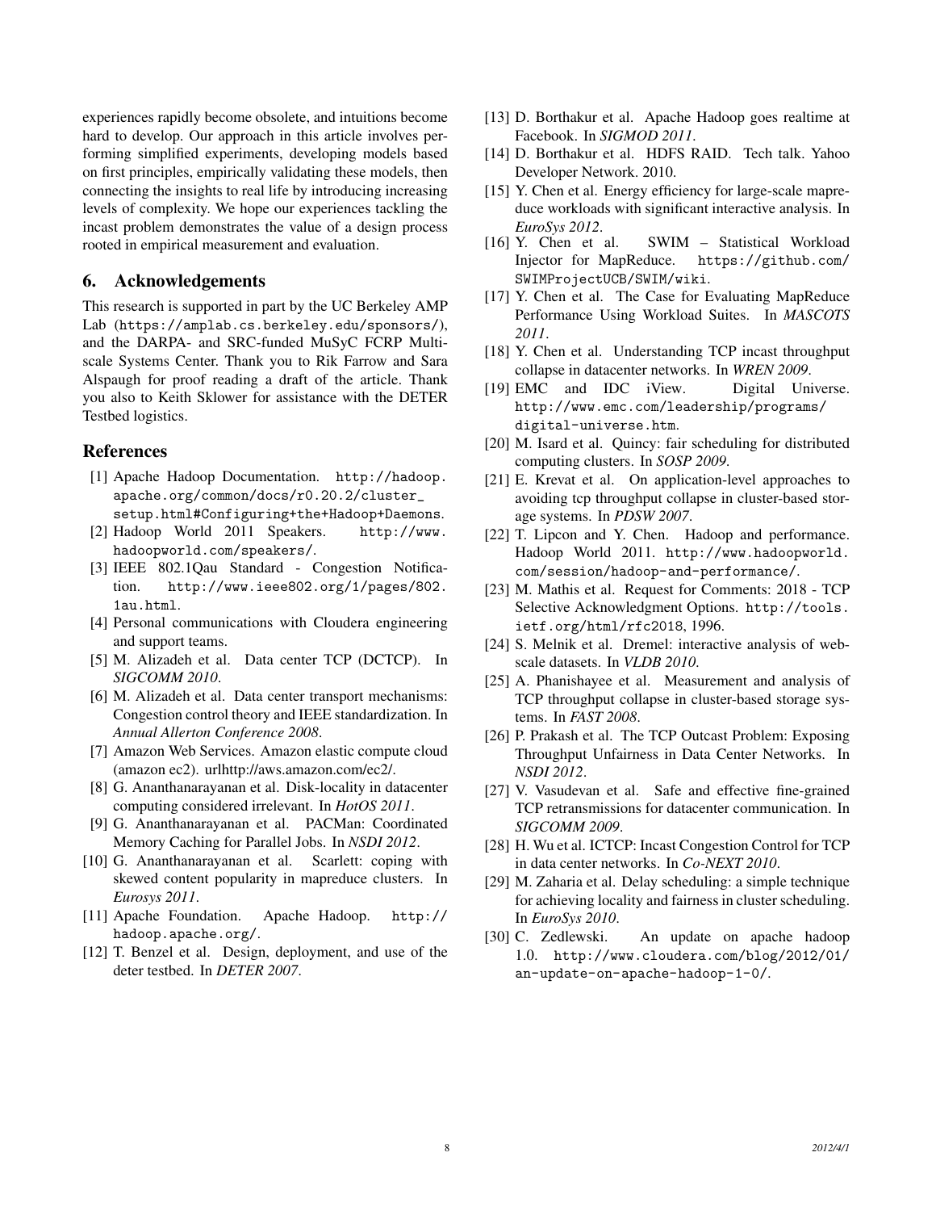experiences rapidly become obsolete, and intuitions become hard to develop. Our approach in this article involves performing simplified experiments, developing models based on first principles, empirically validating these models, then connecting the insights to real life by introducing increasing levels of complexity. We hope our experiences tackling the incast problem demonstrates the value of a design process rooted in empirical measurement and evaluation.

## 6. Acknowledgements

This research is supported in part by the UC Berkeley AMP Lab (https://amplab.cs.berkeley.edu/sponsors/), and the DARPA- and SRC-funded MuSyC FCRP Multiscale Systems Center. Thank you to Rik Farrow and Sara Alspaugh for proof reading a draft of the article. Thank you also to Keith Sklower for assistance with the DETER Testbed logistics.

## References

[1] Apache Hadoop Documentation. http://hadoop.apache.org/common/docs/r0.20.2/cluster_setup.html#Configuring+the+Hadoop+Daemons.

[2] Hadoop World 2011 Speakers. http://www.hadoopworld.com/speakers/.

[3] IEEE 802.1Qau Standard - Congestion Notification. http://www.ieee802.org/1/pages/802.1au.html.

[4] Personal communications with Cloudera engineering and support teams.

[5] M. Alizadeh et al. Data center TCP (DCTCP). In *SIGCOMM 2010*.

[6] M. Alizadeh et al. Data center transport mechanisms: Congestion control theory and IEEE standardization. In *Annual Allerton Conference 2008*.

[7] Amazon Web Services. Amazon elastic compute cloud (amazon ec2). urlhttp://aws.amazon.com/ec2/.

[8] G. Ananthanarayanan et al. Disk-locality in datacenter computing considered irrelevant. In *HotOS 2011*.

[9] G. Ananthanarayanan et al. PACMan: Coordinated Memory Caching for Parallel Jobs. In *NSDI 2012*.

[10] G. Ananthanarayanan et al. Scarlett: coping with skewed content popularity in mapreduce clusters. In *Eurosys 2011*.

[11] Apache Foundation. Apache Hadoop. http://hadoop.apache.org/.

[12] T. Benzel et al. Design, deployment, and use of the deter testbed. In *DETER 2007*.

[13] D. Borthakur et al. Apache Hadoop goes realtime at Facebook. In *SIGMOD 2011*.

[14] D. Borthakur et al. HDFS RAID. Tech talk. Yahoo Developer Network. 2010.

[15] Y. Chen et al. Energy efficiency for large-scale mapreduce workloads with significant interactive analysis. In *EuroSys 2012*.

[16] Y. Chen et al. SWIM – Statistical Workload Injector for MapReduce. https://github.com/SWIMProjectUCB/SWIM/wiki.

[17] Y. Chen et al. The Case for Evaluating MapReduce Performance Using Workload Suites. In *MASCOTS 2011*.

[18] Y. Chen et al. Understanding TCP incast throughput collapse in datacenter networks. In *WREN 2009*.

[19] EMC and IDC iView. Digital Universe. http://www.emc.com/leadership/programs/digital-universe.htm.

[20] M. Isard et al. Quincy: fair scheduling for distributed computing clusters. In *SOSP 2009*.

[21] E. Krevat et al. On application-level approaches to avoiding tcp throughput collapse in cluster-based storage systems. In *PDSW 2007*.

[22] T. Lipcon and Y. Chen. Hadoop and performance. Hadoop World 2011. http://www.hadoopworld.com/session/hadoop-and-performance/.

[23] M. Mathis et al. Request for Comments: 2018 - TCP Selective Acknowledgment Options. http://tools.ietf.org/html/rfc2018, 1996.

[24] S. Melnik et al. Dremel: interactive analysis of web-scale datasets. In *VLDB 2010*.

[25] A. Phanishayee et al. Measurement and analysis of TCP throughput collapse in cluster-based storage systems. In *FAST 2008*.

[26] P. Prakash et al. The TCP Outcast Problem: Exposing Throughput Unfairness in Data Center Networks. In *NSDI 2012*.

[27] V. Vasudevan et al. Safe and effective fine-grained TCP retransmissions for datacenter communication. In *SIGCOMM 2009*.

[28] H. Wu et al. ICTCP: Incast Congestion Control for TCP in data center networks. In *Co-NEXT 2010*.

[29] M. Zaharia et al. Delay scheduling: a simple technique for achieving locality and fairness in cluster scheduling. In *EuroSys 2010*.

[30] C. Zedlewski. An update on apache hadoop 1.0. http://www.cloudera.com/blog/2012/01/an-update-on-apache-hadoop-1-0/.